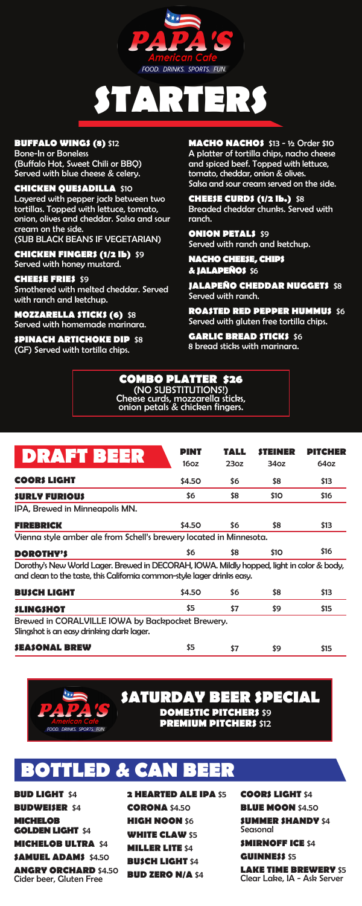# PAPA'S

American Cafe

FOOD. DRINKS. SPORTS. FUN.

# STARTERS

**BUFFALO WINGS (8)** $12
Bone-In or Boneless
(Buffalo Hot, Sweet Chili or BBQ)
Served with blue cheese & celery.

**CHICKEN QUESADILLA** $10
Layered with pepper jack between two tortillas. Topped with lettuce, tomato, onion, olives and cheddar. Salsa and sour cream on the side.
(SUB BLACK BEANS IF VEGETARIAN)

**CHICKEN FINGERS (1/2 lb)** $9
Served with honey mustard.

**CHEESE FRIES** $9
Smothered with melted cheddar. Served with ranch and ketchup.

**MOZZARELLA STICKS (6)** $8
Served with homemade marinara.

**SPINACH ARTICHOKE DIP** $8
(GF) Served with tortilla chips.

**MACHO NACHOS** $13 - ½ Order $10
A platter of tortilla chips, nacho cheese and spiced beef. Topped with lettuce, tomato, cheddar, onion & olives.
Salsa and sour cream served on the side.

**CHEESE CURDS (1/2 lb.)** $8
Breaded cheddar chunks. Served with ranch.

**ONION PETALS** $9
Served with ranch and ketchup.

**NACHO CHEESE, CHIPS & JALAPEÑOS** $6

**JALAPEÑO CHEDDAR NUGGETS** $8
Served with ranch.

**ROASTED RED PEPPER HUMMUS** $6
Served with gluten free tortilla chips.

**GARLIC BREAD STICKS** $6
8 bread sticks with marinara.

**COMBO PLATTER $26**
(NO SUBSTITUTIONS!)
Cheese curds, mozzarella sticks, onion petals & chicken fingers.

# DRAFT BEER

| | PINT 16oz | TALL 23oz | STEINER 34oz | PITCHER 64oz |
|---|---|---|---|---|
| **COORS LIGHT** | $4.50 | $6 | $8 | $13 |
| **SURLY FURIOUS** | $6 | $8 | $10 | $16 |
| IPA, Brewed in Minneapolis MN. | | | | |
| **FIREBRICK** | $4.50 | $6 | $8 | $13 |
| Vienna style amber ale from Schell's brewery located in Minnesota. | | | | |
| **DOROTHY'S** | $6 | $8 | $10 | $16 |
| Dorothy's New World Lager. Brewed in DECORAH, IOWA. Mildly hopped, light in color & body, and clean to the taste, this California common-style lager drinks easy. | | | | |
| **BUSCH LIGHT** | $4.50 | $6 | $8 | $13 |
| **SLINGSHOT** | $5 | $7 | $9 | $15 |
| Brewed in CORALVILLE IOWA by Backpocket Brewery. Slingshot is an easy drinking dark lager. | | | | |
| **SEASONAL BREW** | $5 | $7 | $9 | $15 |

## SATURDAY BEER SPECIAL

**DOMESTIC PITCHERS** $9
**PREMIUM PITCHERS** $12

# BOTTLED & CAN BEER

**BUD LIGHT** $4
**BUDWEISER** $4
**MICHELOB GOLDEN LIGHT** $4
**MICHELOB ULTRA** $4
**SAMUEL ADAMS** $4.50
**ANGRY ORCHARD** $4.50
Cider beer, Gluten Free

**2 HEARTED ALE IPA** $5
**CORONA** $4.50
**HIGH NOON** $6
**WHITE CLAW** $5
**MILLER LITE** $4
**BUSCH LIGHT** $4
**BUD ZERO N/A** $4

**COORS LIGHT** $4
**BLUE MOON** $4.50
**SUMMER SHANDY** $4
Seasonal
**SMIRNOFF ICE** $4
**GUINNESS** $5
**LAKE TIME BREWERY** $5
Clear Lake, IA - Ask Server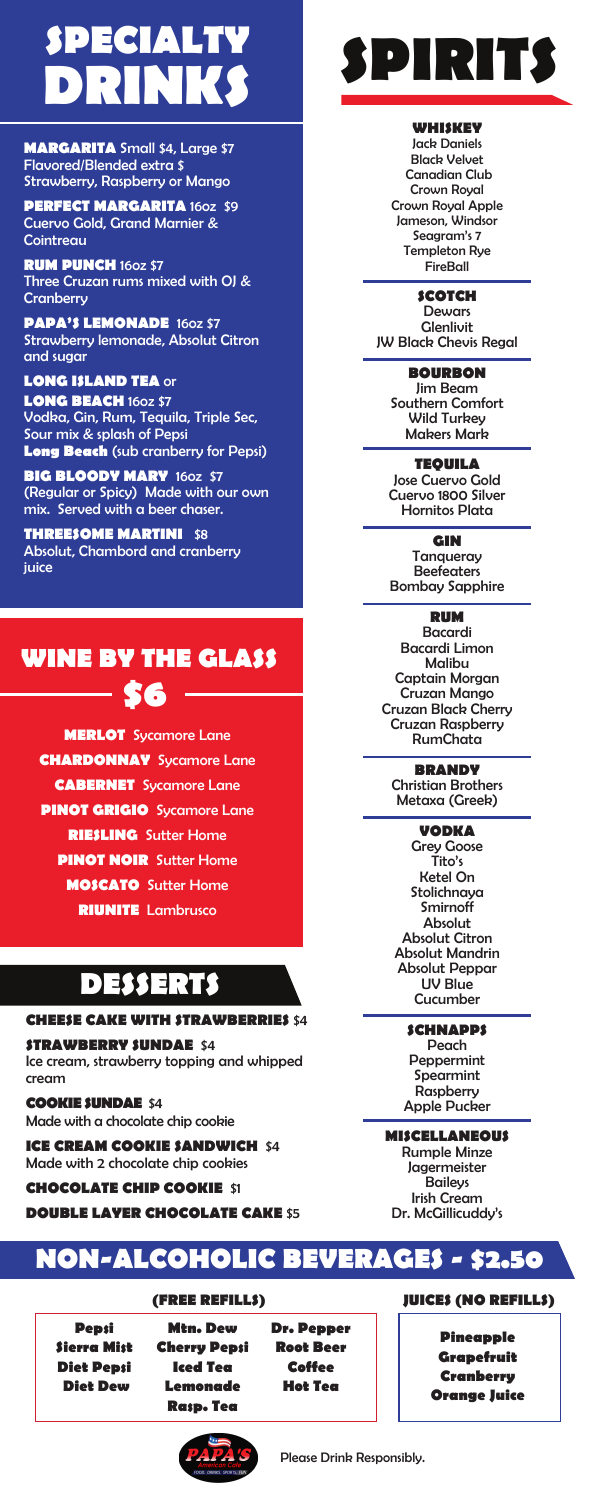# SPECIALTY DRINKS

**MARGARITA** Small $4, Large $7
Flavored/Blended extra $
Strawberry, Raspberry or Mango

**PERFECT MARGARITA** 16oz $9
Cuervo Gold, Grand Marnier & Cointreau

**RUM PUNCH** 16oz $7
Three Cruzan rums mixed with OJ & Cranberry

**PAPA'S LEMONADE** 16oz $7
Strawberry lemonade, Absolut Citron and sugar

**LONG ISLAND TEA** or **LONG BEACH** 16oz $7
Vodka, Gin, Rum, Tequila, Triple Sec, Sour mix & splash of Pepsi
**Long Beach** (sub cranberry for Pepsi)

**BIG BLOODY MARY** 16oz $7
(Regular or Spicy) Made with our own mix. Served with a beer chaser.

**THREESOME MARTINI** $8
Absolut, Chambord and cranberry juice

# WINE BY THE GLASS

## $6

**MERLOT** Sycamore Lane
**CHARDONNAY** Sycamore Lane
**CABERNET** Sycamore Lane
**PINOT GRIGIO** Sycamore Lane
**RIESLING** Sutter Home
**PINOT NOIR** Sutter Home
**MOSCATO** Sutter Home
**RIUNITE** Lambrusco

# DESSERTS

**CHEESE CAKE WITH STRAWBERRIES** $4

**STRAWBERRY SUNDAE** $4
Ice cream, strawberry topping and whipped cream

**COOKIE SUNDAE** $4
Made with a chocolate chip cookie

**ICE CREAM COOKIE SANDWICH** $4
Made with 2 chocolate chip cookies

**CHOCOLATE CHIP COOKIE** $1

**DOUBLE LAYER CHOCOLATE CAKE** $5

# SPIRITS

### WHISKEY
Jack Daniels
Black Velvet
Canadian Club
Crown Royal
Crown Royal Apple
Jameson, Windsor
Seagram's 7
Templeton Rye
FireBall

### SCOTCH
Dewars
Glenlivit
JW Black Chevis Regal

### BOURBON
Jim Beam
Southern Comfort
Wild Turkey
Makers Mark

### TEQUILA
Jose Cuervo Gold
Cuervo 1800 Silver
Hornitos Plata

### GIN
Tanqueray
Beefeaters
Bombay Sapphire

### RUM
Bacardi
Bacardi Limon
Malibu
Captain Morgan
Cruzan Mango
Cruzan Black Cherry
Cruzan Raspberry
RumChata

### BRANDY
Christian Brothers
Metaxa (Greek)

### VODKA
Grey Goose
Tito's
Ketel On
Stolichnaya
Smirnoff
Absolut
Absolut Citron
Absolut Mandrin
Absolut Peppar
UV Blue
Cucumber

### SCHNAPPS
Peach
Peppermint
Spearmint
Raspberry
Apple Pucker

### MISCELLANEOUS
Rumple Minze
Jagermeister
Baileys
Irish Cream
Dr. McGillicuddy's

# NON-ALCOHOLIC BEVERAGES - $2.50

### (FREE REFILLS)

| | | |
|---|---|---|
| Pepsi | Mtn. Dew | Dr. Pepper |
| Sierra Mist | Cherry Pepsi | Root Beer |
| Diet Pepsi | Iced Tea | Coffee |
| Diet Dew | Lemonade | Hot Tea |
| | Rasp. Tea | |

### JUICES (NO REFILLS)

Pineapple
Grapefruit
Cranberry
Orange Juice

Please Drink Responsibly.